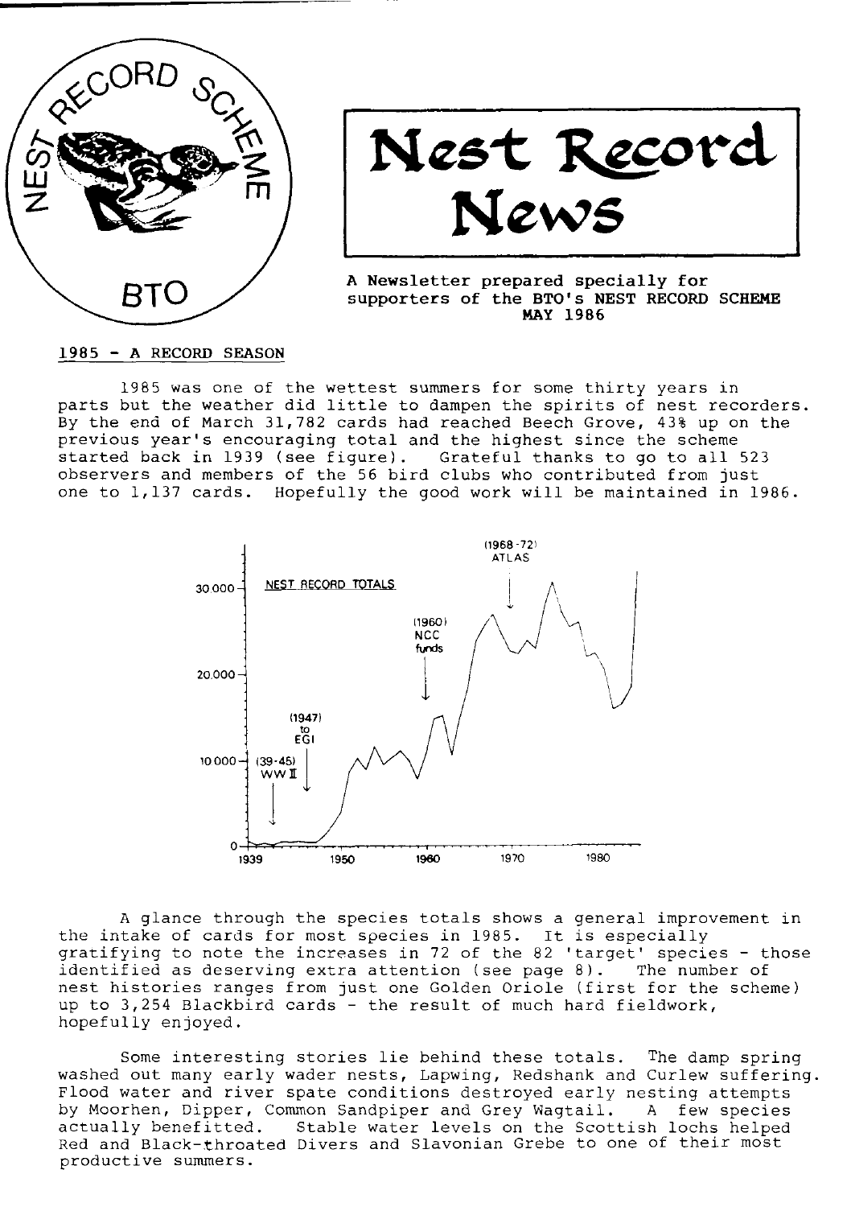# Nest Record News

NEST RECORD SCHEME — BTO

A Newsletter prepared specially for supporters of the BTO's NEST RECORD SCHEME
MAY 1986

## 1985 - A RECORD SEASON

1985 was one of the wettest summers for some thirty years in parts but the weather did little to dampen the spirits of nest recorders. By the end of March 31,782 cards had reached Beech Grove, 43% up on the previous year's encouraging total and the highest since the scheme started back in 1939 (see figure). Grateful thanks to go to all 523 observers and members of the 56 bird clubs who contributed from just one to 1,137 cards. Hopefully the good work will be maintained in 1986.

A glance through the species totals shows a general improvement in the intake of cards for most species in 1985. It is especially gratifying to note the increases in 72 of the 82 'target' species - those identified as deserving extra attention (see page 8). The number of nest histories ranges from just one Golden Oriole (first for the scheme) up to 3,254 Blackbird cards - the result of much hard fieldwork, hopefully enjoyed.

Some interesting stories lie behind these totals. The damp spring washed out many early wader nests, Lapwing, Redshank and Curlew suffering. Flood water and river spate conditions destroyed early nesting attempts by Moorhen, Dipper, Common Sandpiper and Grey Wagtail. A few species actually benefitted. Stable water levels on the Scottish lochs helped Red and Black-throated Divers and Slavonian Grebe to one of their most productive summers.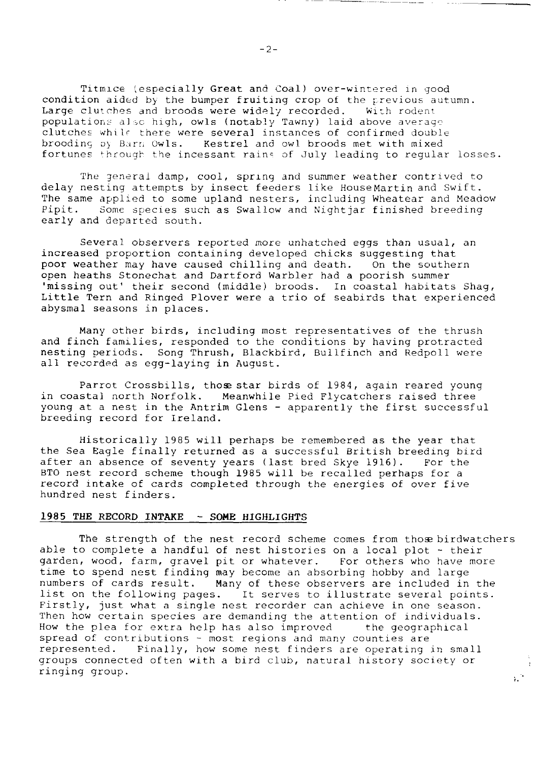Titmice (especially Great and Coal) over-wintered in good condition aided by the bumper fruiting crop of the previous autumn. Large clutches and broods were widely recorded. With rodent populations also high, owls (notably Tawny) laid above average clutches while there were several instances of confirmed double brooding by Barn Owls. Kestrel and owl broods met with mixed fortunes through the incessant rains of July leading to regular losses.

The general damp, cool, spring and summer weather contrived to delay nesting attempts by insect feeders like House Martin and Swift. The same applied to some upland nesters, including Wheatear and Meadow Pipit. Some species such as Swallow and Nightjar finished breeding early and departed south.

Several observers reported more unhatched eggs than usual, an increased proportion containing developed chicks suggesting that poor weather may have caused chilling and death. On the southern open heaths Stonechat and Dartford Warbler had a poorish summer 'missing out' their second (middle) broods. In coastal habitats Shag, Little Tern and Ringed Plover were a trio of seabirds that experienced abysmal seasons in places.

Many other birds, including most representatives of the thrush and finch families, responded to the conditions by having protracted nesting periods. Song Thrush, Blackbird, Bullfinch and Redpoll were all recorded as egg-laying in August.

Parrot Crossbills, those star birds of 1984, again reared young in coastal north Norfolk. Meanwhile Pied Flycatchers raised three young at a nest in the Antrim Glens - apparently the first successful breeding record for Ireland.

Historically 1985 will perhaps be remembered as the year that the Sea Eagle finally returned as a successful British breeding bird after an absence of seventy years (last bred Skye 1916). For the BTO nest record scheme though 1985 will be recalled perhaps for a record intake of cards completed through the energies of over five hundred nest finders.

## 1985 THE RECORD INTAKE - SOME HIGHLIGHTS

The strength of the nest record scheme comes from those birdwatchers able to complete a handful of nest histories on a local plot - their garden, wood, farm, gravel pit or whatever. For others who have more time to spend nest finding may become an absorbing hobby and large numbers of cards result. Many of these observers are included in the list on the following pages. It serves to illustrate several points. Firstly, just what a single nest recorder can achieve in one season. Then how certain species are demanding the attention of individuals. How the plea for extra help has also improved the geographical spread of contributions - most regions and many counties are represented. Finally, how some nest finders are operating in small groups connected often with a bird club, natural history society or ringing group.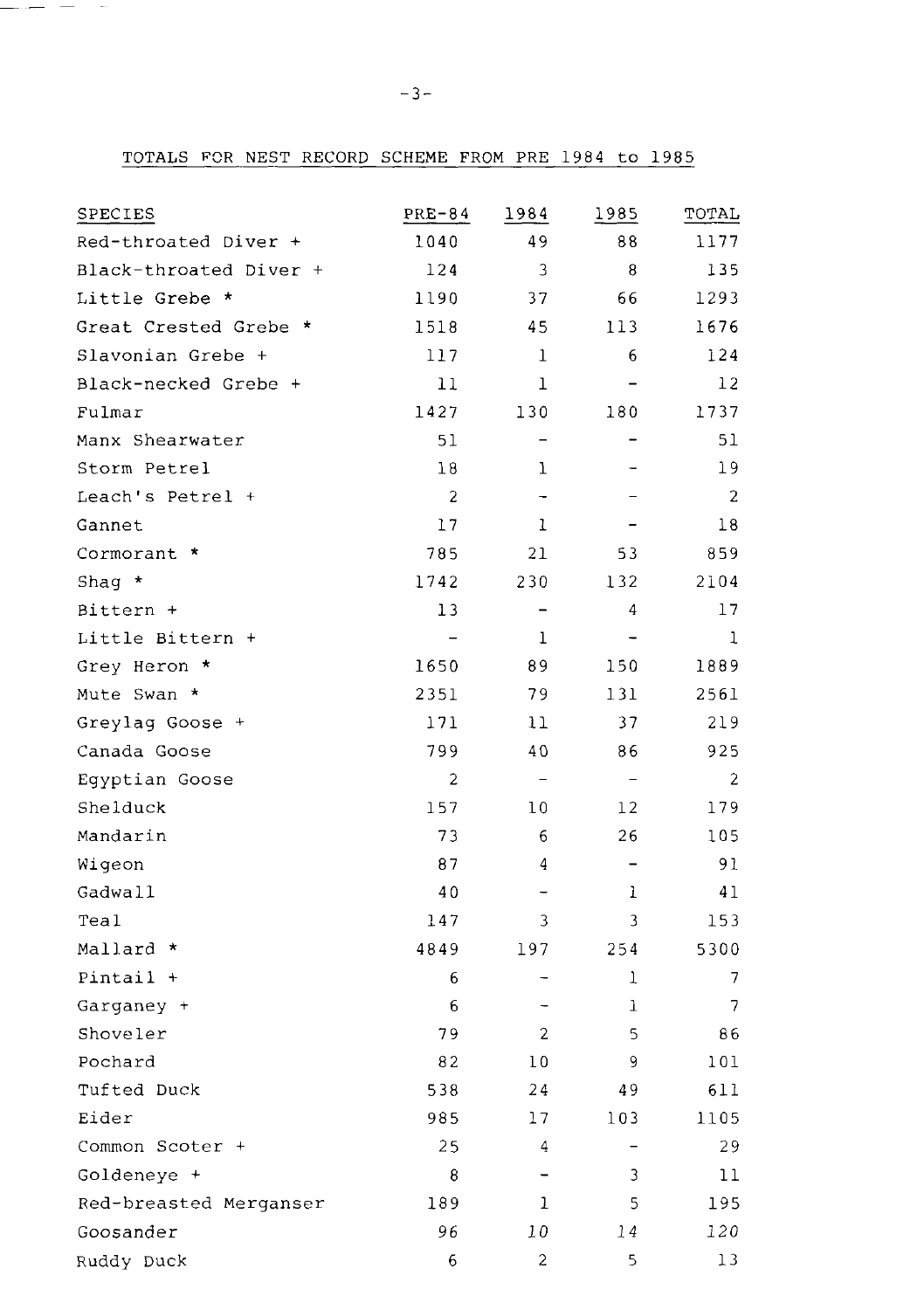TOTALS FOR NEST RECORD SCHEME FROM PRE 1984 to 1985

| SPECIES | PRE-84 | 1984 | 1985 | TOTAL |
|---|---|---|---|---|
| Red-throated Diver + | 1040 | 49 | 88 | 1177 |
| Black-throated Diver + | 124 | 3 | 8 | 135 |
| Little Grebe * | 1190 | 37 | 66 | 1293 |
| Great Crested Grebe * | 1518 | 45 | 113 | 1676 |
| Slavonian Grebe + | 117 | 1 | 6 | 124 |
| Black-necked Grebe + | 11 | 1 | - | 12 |
| Fulmar | 1427 | 130 | 180 | 1737 |
| Manx Shearwater | 51 | - | - | 51 |
| Storm Petrel | 18 | 1 | - | 19 |
| Leach's Petrel + | 2 | - | - | 2 |
| Gannet | 17 | 1 | - | 18 |
| Cormorant * | 785 | 21 | 53 | 859 |
| Shag * | 1742 | 230 | 132 | 2104 |
| Bittern + | 13 | - | 4 | 17 |
| Little Bittern + | - | 1 | - | 1 |
| Grey Heron * | 1650 | 89 | 150 | 1889 |
| Mute Swan * | 2351 | 79 | 131 | 2561 |
| Greylag Goose + | 171 | 11 | 37 | 219 |
| Canada Goose | 799 | 40 | 86 | 925 |
| Egyptian Goose | 2 | - | - | 2 |
| Shelduck | 157 | 10 | 12 | 179 |
| Mandarin | 73 | 6 | 26 | 105 |
| Wigeon | 87 | 4 | - | 91 |
| Gadwall | 40 | - | 1 | 41 |
| Teal | 147 | 3 | 3 | 153 |
| Mallard * | 4849 | 197 | 254 | 5300 |
| Pintail + | 6 | - | 1 | 7 |
| Garganey + | 6 | - | 1 | 7 |
| Shoveler | 79 | 2 | 5 | 86 |
| Pochard | 82 | 10 | 9 | 101 |
| Tufted Duck | 538 | 24 | 49 | 611 |
| Eider | 985 | 17 | 103 | 1105 |
| Common Scoter + | 25 | 4 | - | 29 |
| Goldeneye + | 8 | - | 3 | 11 |
| Red-breasted Merganser | 189 | 1 | 5 | 195 |
| Goosander | 96 | 10 | 14 | 120 |
| Ruddy Duck | 6 | 2 | 5 | 13 |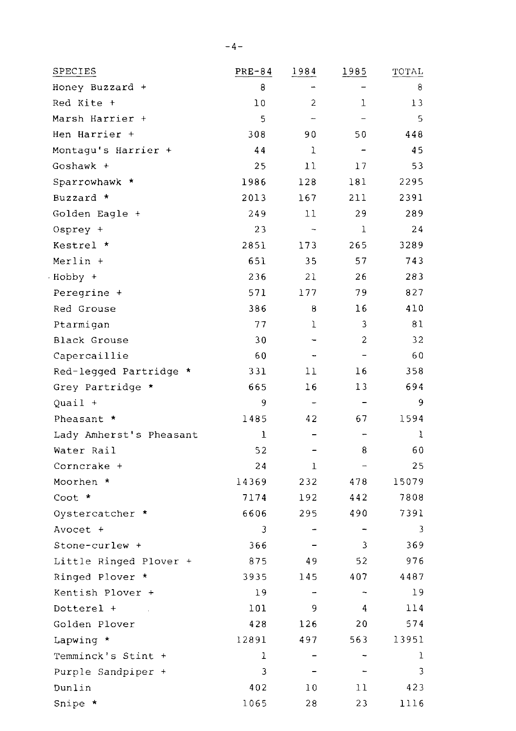| SPECIES | PRE-84 | 1984 | 1985 | TOTAL |
|---|---|---|---|---|
| Honey Buzzard + | 8 | - | - | 8 |
| Red Kite + | 10 | 2 | 1 | 13 |
| Marsh Harrier + | 5 | - | - | 5 |
| Hen Harrier + | 308 | 90 | 50 | 448 |
| Montagu's Harrier + | 44 | 1 | - | 45 |
| Goshawk + | 25 | 11 | 17 | 53 |
| Sparrowhawk * | 1986 | 128 | 181 | 2295 |
| Buzzard * | 2013 | 167 | 211 | 2391 |
| Golden Eagle + | 249 | 11 | 29 | 289 |
| Osprey + | 23 | - | 1 | 24 |
| Kestrel * | 2851 | 173 | 265 | 3289 |
| Merlin + | 651 | 35 | 57 | 743 |
| Hobby + | 236 | 21 | 26 | 283 |
| Peregrine + | 571 | 177 | 79 | 827 |
| Red Grouse | 386 | 8 | 16 | 410 |
| Ptarmigan | 77 | 1 | 3 | 81 |
| Black Grouse | 30 | - | 2 | 32 |
| Capercaillie | 60 | - | - | 60 |
| Red-legged Partridge * | 331 | 11 | 16 | 358 |
| Grey Partridge * | 665 | 16 | 13 | 694 |
| Quail + | 9 | - | - | 9 |
| Pheasant * | 1485 | 42 | 67 | 1594 |
| Lady Amherst's Pheasant | 1 | - | - | 1 |
| Water Rail | 52 | - | 8 | 60 |
| Corncrake + | 24 | 1 | - | 25 |
| Moorhen * | 14369 | 232 | 478 | 15079 |
| Coot * | 7174 | 192 | 442 | 7808 |
| Oystercatcher * | 6606 | 295 | 490 | 7391 |
| Avocet + | 3 | - | - | 3 |
| Stone-curlew + | 366 | - | 3 | 369 |
| Little Ringed Plover + | 875 | 49 | 52 | 976 |
| Ringed Plover * | 3935 | 145 | 407 | 4487 |
| Kentish Plover + | 19 | - | - | 19 |
| Dotterel + | 101 | 9 | 4 | 114 |
| Golden Plover | 428 | 126 | 20 | 574 |
| Lapwing * | 12891 | 497 | 563 | 13951 |
| Temminck's Stint + | 1 | - | - | 1 |
| Purple Sandpiper + | 3 | - | - | 3 |
| Dunlin | 402 | 10 | 11 | 423 |
| Snipe * | 1065 | 28 | 23 | 1116 |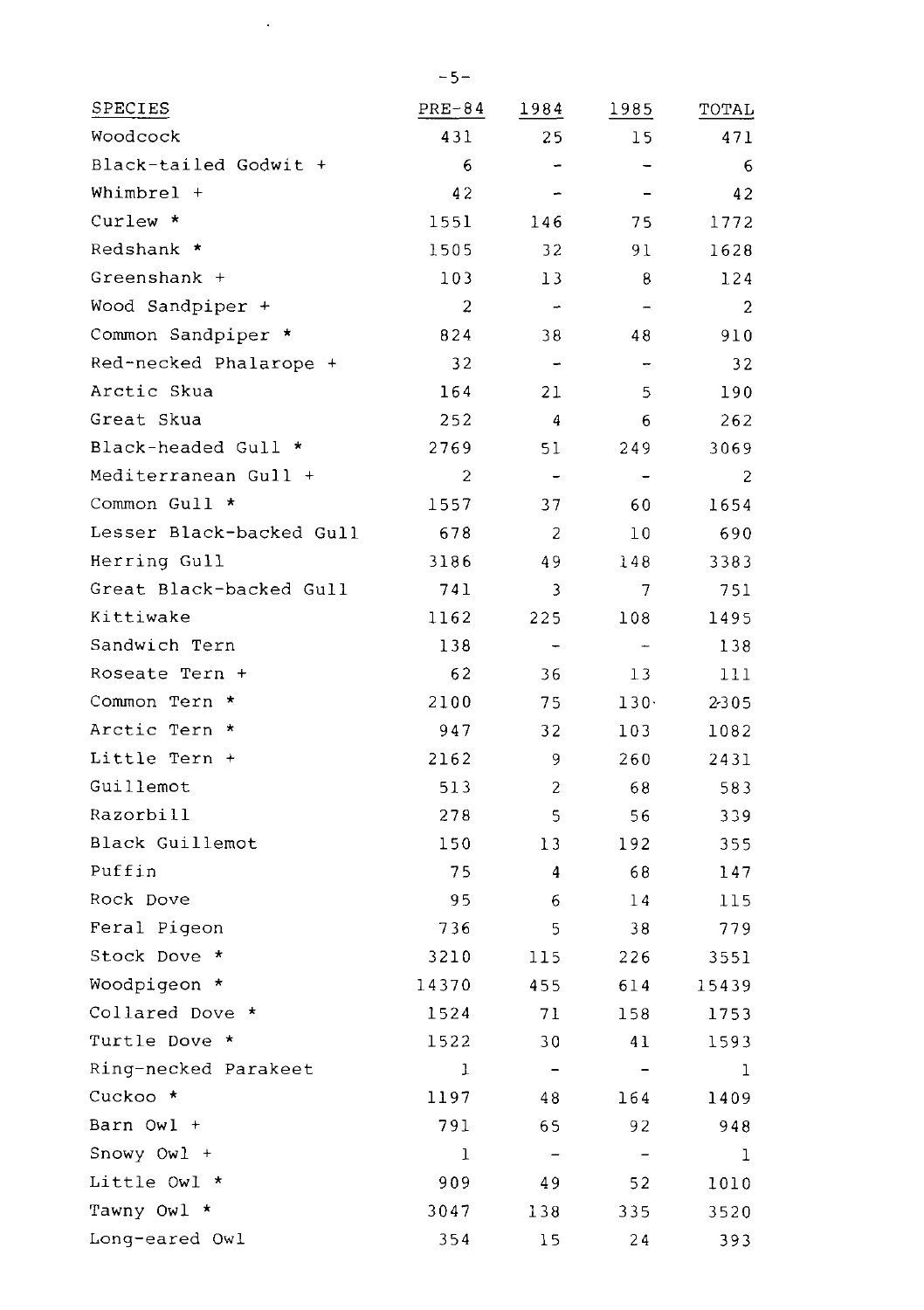| SPECIES | PRE-84 | 1984 | 1985 | TOTAL |
| --- | --- | --- | --- | --- |
| Woodcock | 431 | 25 | 15 | 471 |
| Black-tailed Godwit + | 6 | - | - | 6 |
| Whimbrel + | 42 | - | - | 42 |
| Curlew * | 1551 | 146 | 75 | 1772 |
| Redshank * | 1505 | 32 | 91 | 1628 |
| Greenshank + | 103 | 13 | 8 | 124 |
| Wood Sandpiper + | 2 | - | - | 2 |
| Common Sandpiper * | 824 | 38 | 48 | 910 |
| Red-necked Phalarope + | 32 | - | - | 32 |
| Arctic Skua | 164 | 21 | 5 | 190 |
| Great Skua | 252 | 4 | 6 | 262 |
| Black-headed Gull * | 2769 | 51 | 249 | 3069 |
| Mediterranean Gull + | 2 | - | - | 2 |
| Common Gull * | 1557 | 37 | 60 | 1654 |
| Lesser Black-backed Gull | 678 | 2 | 10 | 690 |
| Herring Gull | 3186 | 49 | 148 | 3383 |
| Great Black-backed Gull | 741 | 3 | 7 | 751 |
| Kittiwake | 1162 | 225 | 108 | 1495 |
| Sandwich Tern | 138 | - | - | 138 |
| Roseate Tern + | 62 | 36 | 13 | 111 |
| Common Tern * | 2100 | 75 | 130 | 2305 |
| Arctic Tern * | 947 | 32 | 103 | 1082 |
| Little Tern + | 2162 | 9 | 260 | 2431 |
| Guillemot | 513 | 2 | 68 | 583 |
| Razorbill | 278 | 5 | 56 | 339 |
| Black Guillemot | 150 | 13 | 192 | 355 |
| Puffin | 75 | 4 | 68 | 147 |
| Rock Dove | 95 | 6 | 14 | 115 |
| Feral Pigeon | 736 | 5 | 38 | 779 |
| Stock Dove * | 3210 | 115 | 226 | 3551 |
| Woodpigeon * | 14370 | 455 | 614 | 15439 |
| Collared Dove * | 1524 | 71 | 158 | 1753 |
| Turtle Dove * | 1522 | 30 | 41 | 1593 |
| Ring-necked Parakeet | 1 | - | - | 1 |
| Cuckoo * | 1197 | 48 | 164 | 1409 |
| Barn Owl + | 791 | 65 | 92 | 948 |
| Snowy Owl + | 1 | - | - | 1 |
| Little Owl * | 909 | 49 | 52 | 1010 |
| Tawny Owl * | 3047 | 138 | 335 | 3520 |
| Long-eared Owl | 354 | 15 | 24 | 393 |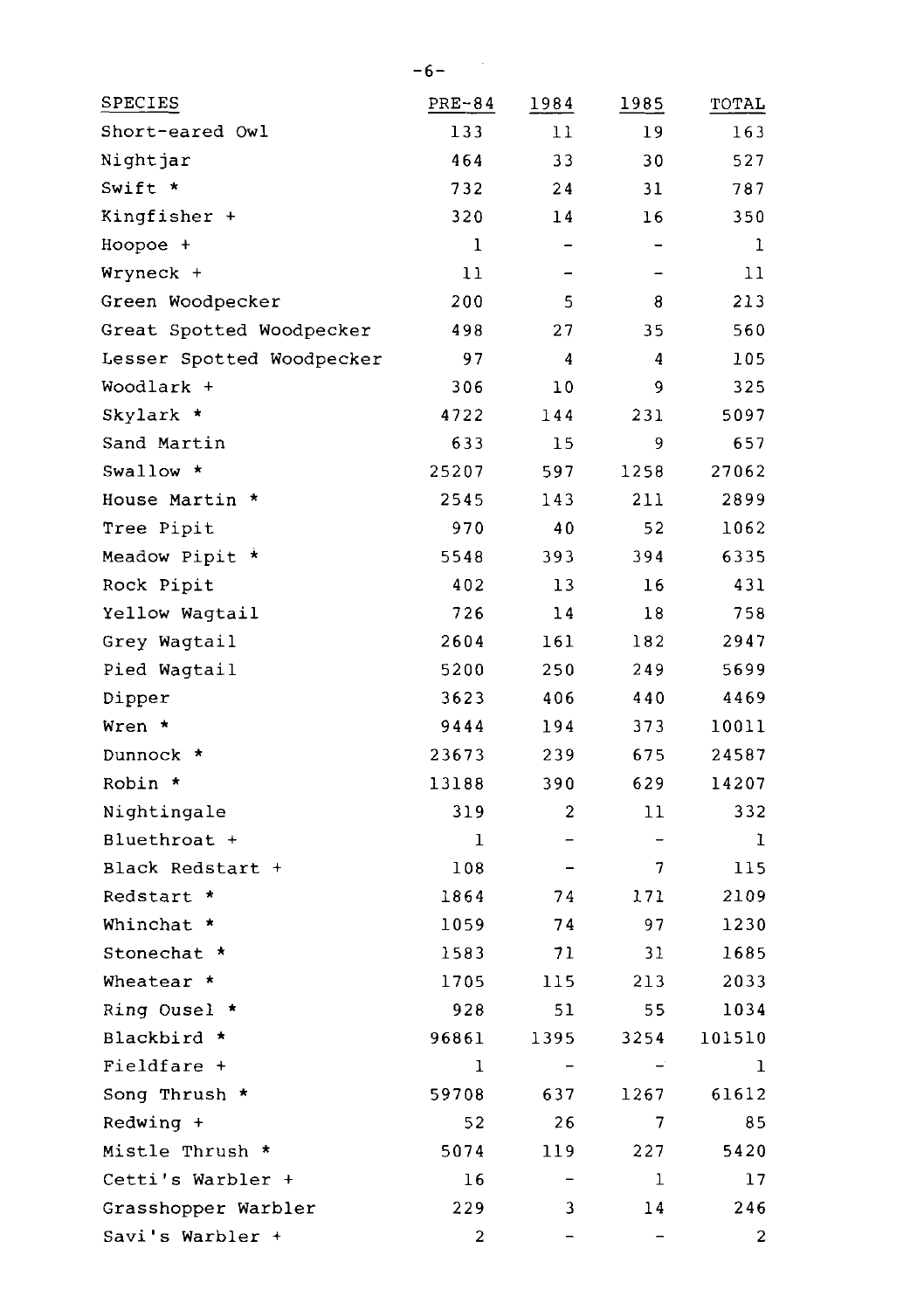| SPECIES | PRE-84 | 1984 | 1985 | TOTAL |
|---|---|---|---|---|
| Short-eared Owl | 133 | 11 | 19 | 163 |
| Nightjar | 464 | 33 | 30 | 527 |
| Swift * | 732 | 24 | 31 | 787 |
| Kingfisher + | 320 | 14 | 16 | 350 |
| Hoopoe + | 1 | - | - | 1 |
| Wryneck + | 11 | - | - | 11 |
| Green Woodpecker | 200 | 5 | 8 | 213 |
| Great Spotted Woodpecker | 498 | 27 | 35 | 560 |
| Lesser Spotted Woodpecker | 97 | 4 | 4 | 105 |
| Woodlark + | 306 | 10 | 9 | 325 |
| Skylark * | 4722 | 144 | 231 | 5097 |
| Sand Martin | 633 | 15 | 9 | 657 |
| Swallow * | 25207 | 597 | 1258 | 27062 |
| House Martin * | 2545 | 143 | 211 | 2899 |
| Tree Pipit | 970 | 40 | 52 | 1062 |
| Meadow Pipit * | 5548 | 393 | 394 | 6335 |
| Rock Pipit | 402 | 13 | 16 | 431 |
| Yellow Wagtail | 726 | 14 | 18 | 758 |
| Grey Wagtail | 2604 | 161 | 182 | 2947 |
| Pied Wagtail | 5200 | 250 | 249 | 5699 |
| Dipper | 3623 | 406 | 440 | 4469 |
| Wren * | 9444 | 194 | 373 | 10011 |
| Dunnock * | 23673 | 239 | 675 | 24587 |
| Robin * | 13188 | 390 | 629 | 14207 |
| Nightingale | 319 | 2 | 11 | 332 |
| Bluethroat + | 1 | - | - | 1 |
| Black Redstart + | 108 | - | 7 | 115 |
| Redstart * | 1864 | 74 | 171 | 2109 |
| Whinchat * | 1059 | 74 | 97 | 1230 |
| Stonechat * | 1583 | 71 | 31 | 1685 |
| Wheatear * | 1705 | 115 | 213 | 2033 |
| Ring Ousel * | 928 | 51 | 55 | 1034 |
| Blackbird * | 96861 | 1395 | 3254 | 101510 |
| Fieldfare + | 1 | - | - | 1 |
| Song Thrush * | 59708 | 637 | 1267 | 61612 |
| Redwing + | 52 | 26 | 7 | 85 |
| Mistle Thrush * | 5074 | 119 | 227 | 5420 |
| Cetti's Warbler + | 16 | - | 1 | 17 |
| Grasshopper Warbler | 229 | 3 | 14 | 246 |
| Savi's Warbler + | 2 | - | - | 2 |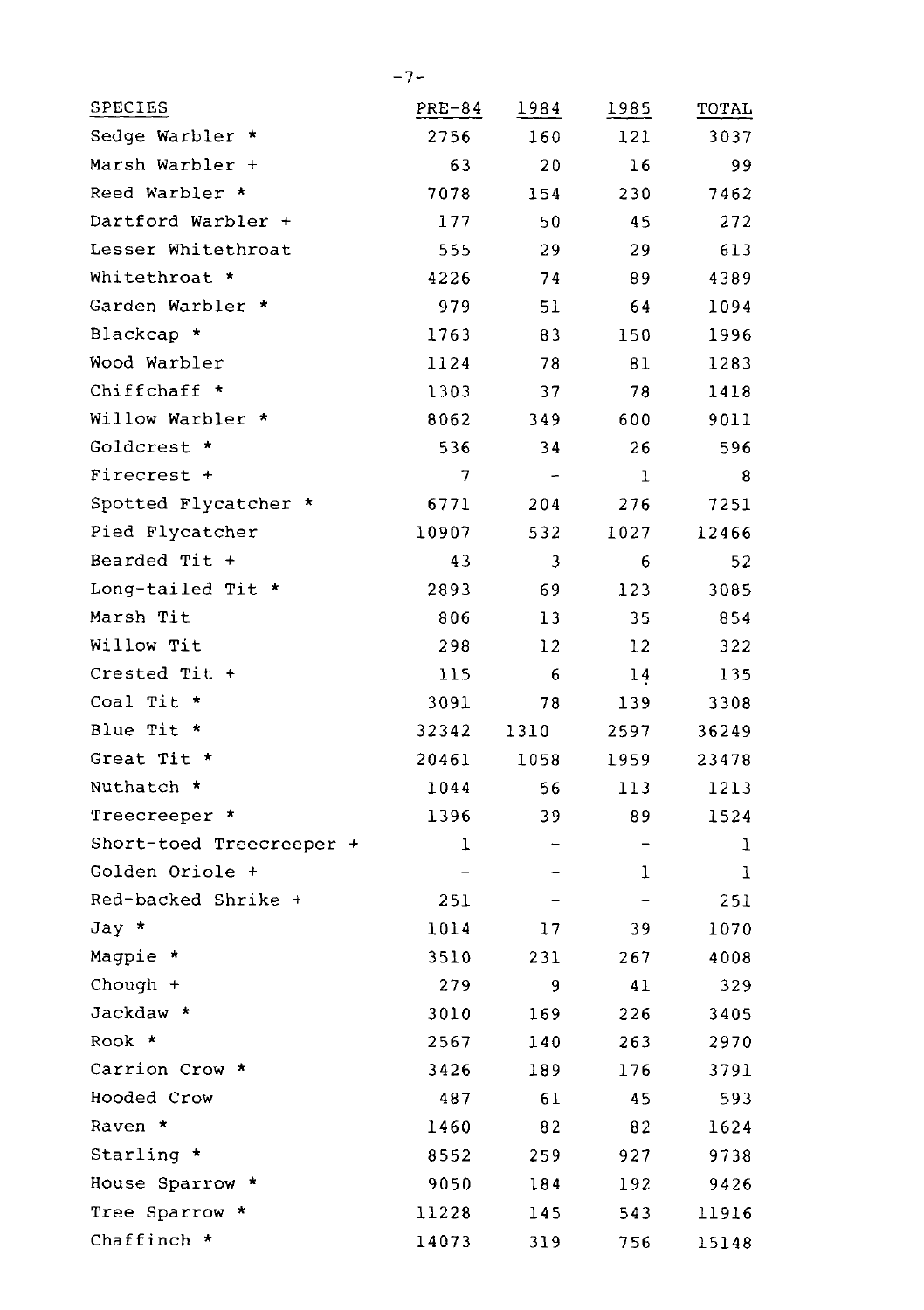| SPECIES | PRE-84 | 1984 | 1985 | TOTAL |
|---|---|---|---|---|
| Sedge Warbler * | 2756 | 160 | 121 | 3037 |
| Marsh Warbler + | 63 | 20 | 16 | 99 |
| Reed Warbler * | 7078 | 154 | 230 | 7462 |
| Dartford Warbler + | 177 | 50 | 45 | 272 |
| Lesser Whitethroat | 555 | 29 | 29 | 613 |
| Whitethroat * | 4226 | 74 | 89 | 4389 |
| Garden Warbler * | 979 | 51 | 64 | 1094 |
| Blackcap * | 1763 | 83 | 150 | 1996 |
| Wood Warbler | 1124 | 78 | 81 | 1283 |
| Chiffchaff * | 1303 | 37 | 78 | 1418 |
| Willow Warbler * | 8062 | 349 | 600 | 9011 |
| Goldcrest * | 536 | 34 | 26 | 596 |
| Firecrest + | 7 | - | 1 | 8 |
| Spotted Flycatcher * | 6771 | 204 | 276 | 7251 |
| Pied Flycatcher | 10907 | 532 | 1027 | 12466 |
| Bearded Tit + | 43 | 3 | 6 | 52 |
| Long-tailed Tit * | 2893 | 69 | 123 | 3085 |
| Marsh Tit | 806 | 13 | 35 | 854 |
| Willow Tit | 298 | 12 | 12 | 322 |
| Crested Tit + | 115 | 6 | 14 | 135 |
| Coal Tit * | 3091 | 78 | 139 | 3308 |
| Blue Tit * | 32342 | 1310 | 2597 | 36249 |
| Great Tit * | 20461 | 1058 | 1959 | 23478 |
| Nuthatch * | 1044 | 56 | 113 | 1213 |
| Treecreeper * | 1396 | 39 | 89 | 1524 |
| Short-toed Treecreeper + | 1 | - | - | 1 |
| Golden Oriole + | - | - | 1 | 1 |
| Red-backed Shrike + | 251 | - | - | 251 |
| Jay * | 1014 | 17 | 39 | 1070 |
| Magpie * | 3510 | 231 | 267 | 4008 |
| Chough + | 279 | 9 | 41 | 329 |
| Jackdaw * | 3010 | 169 | 226 | 3405 |
| Rook * | 2567 | 140 | 263 | 2970 |
| Carrion Crow * | 3426 | 189 | 176 | 3791 |
| Hooded Crow | 487 | 61 | 45 | 593 |
| Raven * | 1460 | 82 | 82 | 1624 |
| Starling * | 8552 | 259 | 927 | 9738 |
| House Sparrow * | 9050 | 184 | 192 | 9426 |
| Tree Sparrow * | 11228 | 145 | 543 | 11916 |
| Chaffinch * | 14073 | 319 | 756 | 15148 |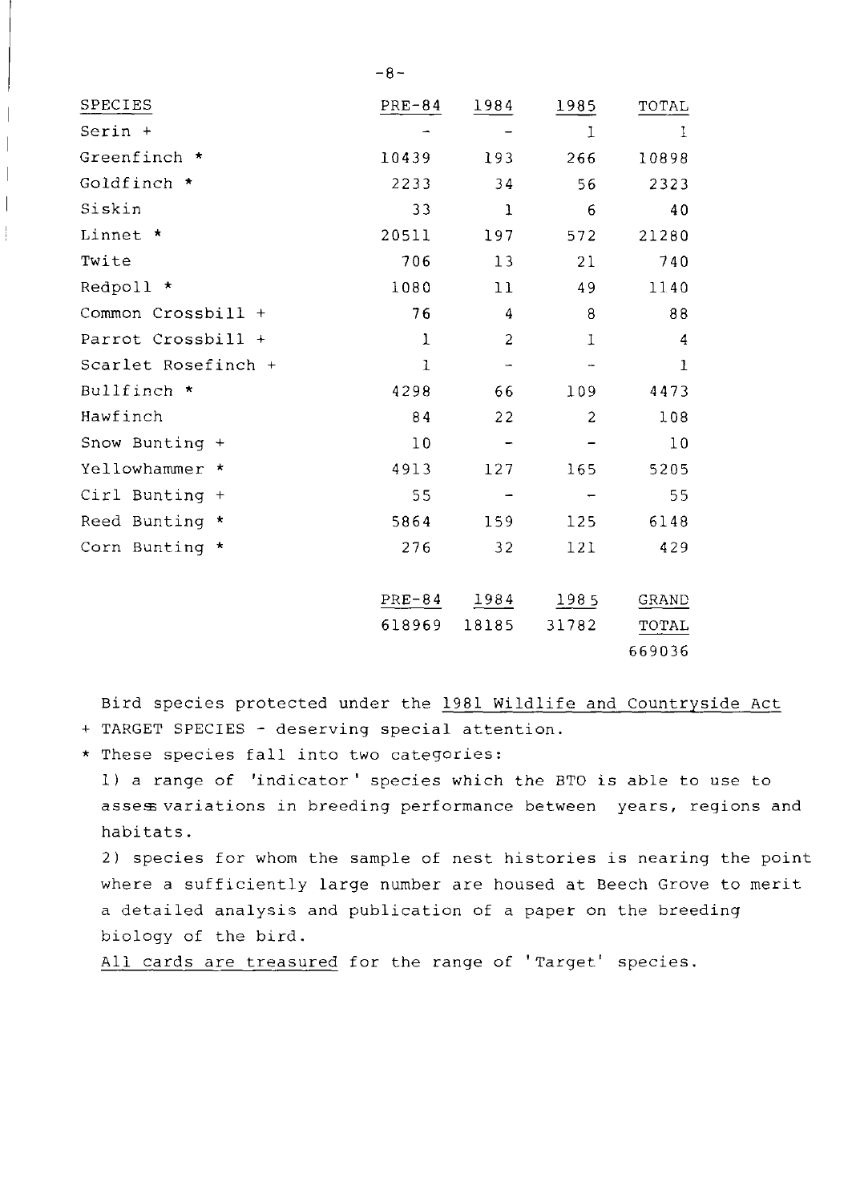| SPECIES | PRE-84 | 1984 | 1985 | TOTAL |
|---|---|---|---|---|
| Serin + | - | - | 1 | 1 |
| Greenfinch * | 10439 | 193 | 266 | 10898 |
| Goldfinch * | 2233 | 34 | 56 | 2323 |
| Siskin | 33 | 1 | 6 | 40 |
| Linnet * | 20511 | 197 | 572 | 21280 |
| Twite | 706 | 13 | 21 | 740 |
| Redpoll * | 1080 | 11 | 49 | 1140 |
| Common Crossbill + | 76 | 4 | 8 | 88 |
| Parrot Crossbill + | 1 | 2 | 1 | 4 |
| Scarlet Rosefinch + | 1 | - | - | 1 |
| Bullfinch * | 4298 | 66 | 109 | 4473 |
| Hawfinch | 84 | 22 | 2 | 108 |
| Snow Bunting + | 10 | - | - | 10 |
| Yellowhammer * | 4913 | 127 | 165 | 5205 |
| Cirl Bunting + | 55 | - | - | 55 |
| Reed Bunting * | 5864 | 159 | 125 | 6148 |
| Corn Bunting * | 276 | 32 | 121 | 429 |
| | PRE-84 | 1984 | 1985 | GRAND TOTAL |
| | 618969 | 18185 | 31782 | 669036 |

Bird species protected under the 1981 Wildlife and Countryside Act

+ TARGET SPECIES - deserving special attention.

* These species fall into two categories:

  1) a range of 'indicator' species which the BTO is able to use to asses variations in breeding performance between years, regions and habitats.

  2) species for whom the sample of nest histories is nearing the point where a sufficiently large number are housed at Beech Grove to merit a detailed analysis and publication of a paper on the breeding biology of the bird.

All cards are treasured for the range of 'Target' species.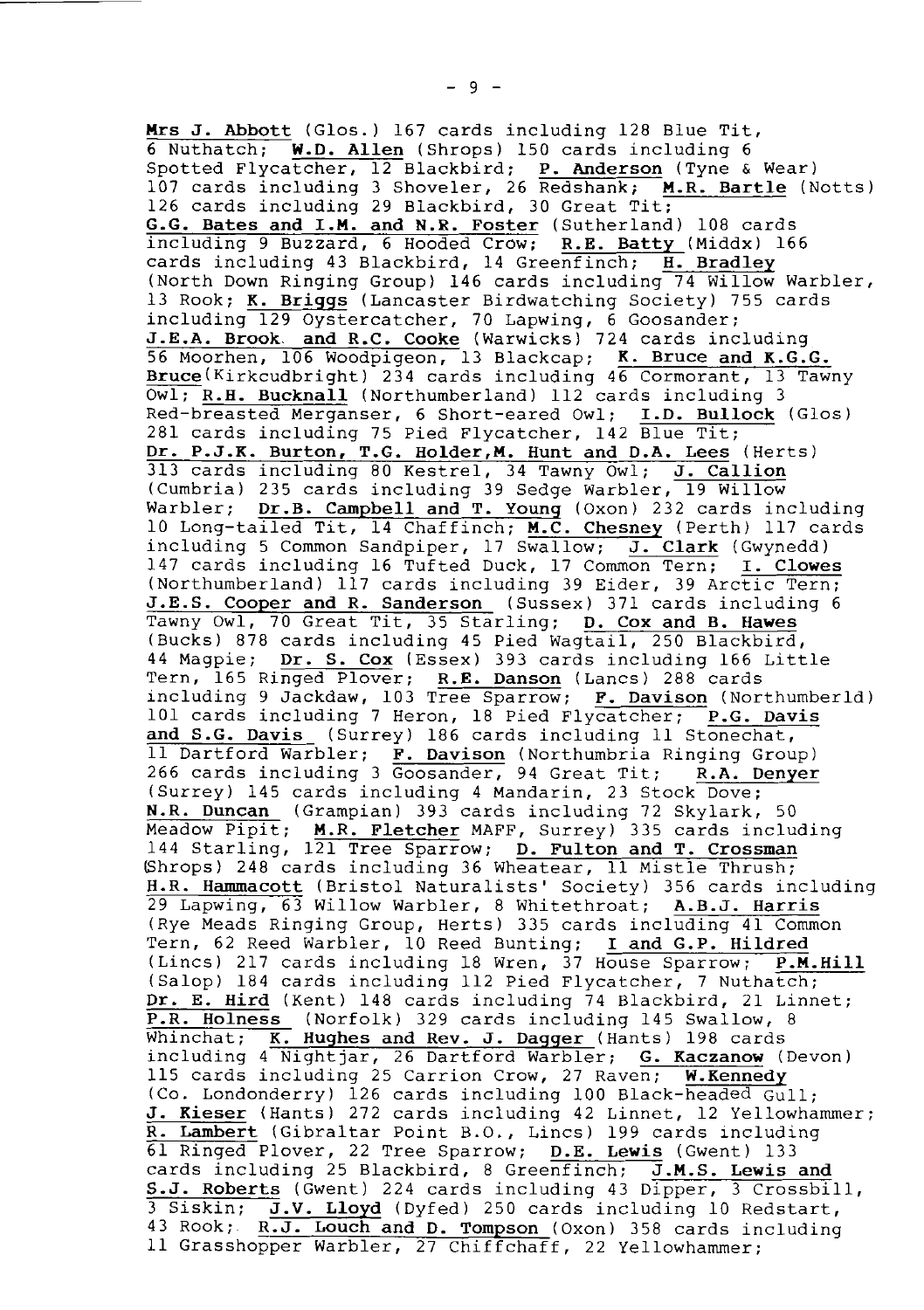**Mrs J. Abbott** (Glos.) 167 cards including 128 Blue Tit, 6 Nuthatch; **W.D. Allen** (Shrops) 150 cards including 6 Spotted Flycatcher, 12 Blackbird; **P. Anderson** (Tyne & Wear) 107 cards including 3 Shoveler, 26 Redshank; **M.R. Bartle** (Notts) 126 cards including 29 Blackbird, 30 Great Tit; **G.G. Bates and I.M. and N.R. Foster** (Sutherland) 108 cards including 9 Buzzard, 6 Hooded Crow; **R.E. Batty** (Middx) 166 cards including 43 Blackbird, 14 Greenfinch; **H. Bradley** (North Down Ringing Group) 146 cards including 74 Willow Warbler, 13 Rook; **K. Briggs** (Lancaster Birdwatching Society) 755 cards including 129 Oystercatcher, 70 Lapwing, 6 Goosander; **J.E.A. Brook and R.C. Cooke** (Warwicks) 724 cards including 56 Moorhen, 106 Woodpigeon, 13 Blackcap; **K. Bruce and K.G.G. Bruce** (Kirkcudbright) 234 cards including 46 Cormorant, 13 Tawny Owl; **R.H. Bucknall** (Northumberland) 112 cards including 3 Red-breasted Merganser, 6 Short-eared Owl; **I.D. Bullock** (Glos) 281 cards including 75 Pied Flycatcher, 142 Blue Tit; **Dr. P.J.K. Burton, T.G. Holder, M. Hunt and D.A. Lees** (Herts) 313 cards including 80 Kestrel, 34 Tawny Owl; **J. Callion** (Cumbria) 235 cards including 39 Sedge Warbler, 19 Willow Warbler; **Dr.B. Campbell and T. Young** (Oxon) 232 cards including 10 Long-tailed Tit, 14 Chaffinch; **M.C. Chesney** (Perth) 117 cards including 5 Common Sandpiper, 17 Swallow; **J. Clark** (Gwynedd) 147 cards including 16 Tufted Duck, 17 Common Tern; **I. Clowes** (Northumberland) 117 cards including 39 Eider, 39 Arctic Tern; **J.E.S. Cooper and R. Sanderson** (Sussex) 371 cards including 6 Tawny Owl, 70 Great Tit, 35 Starling; **D. Cox and B. Hawes** (Bucks) 878 cards including 45 Pied Wagtail, 250 Blackbird, 44 Magpie; **Dr. S. Cox** (Essex) 393 cards including 166 Little Tern, 165 Ringed Plover; **R.E. Danson** (Lancs) 288 cards including 9 Jackdaw, 103 Tree Sparrow; **F. Davison** (Northumberld) 101 cards including 7 Heron, 18 Pied Flycatcher; **P.G. Davis and S.G. Davis** (Surrey) 186 cards including 11 Stonechat, 11 Dartford Warbler; **F. Davison** (Northumbria Ringing Group) 266 cards including 3 Goosander, 94 Great Tit; **R.A. Denyer** (Surrey) 145 cards including 4 Mandarin, 23 Stock Dove; **N.R. Duncan** (Grampian) 393 cards including 72 Skylark, 50 Meadow Pipit; **M.R. Fletcher** MAFF, Surrey) 335 cards including 144 Starling, 121 Tree Sparrow; **D. Fulton and T. Crossman** (Shrops) 248 cards including 36 Wheatear, 11 Mistle Thrush; **H.R. Hammacott** (Bristol Naturalists' Society) 356 cards including 29 Lapwing, 63 Willow Warbler, 8 Whitethroat; **A.B.J. Harris** (Rye Meads Ringing Group, Herts) 335 cards including 41 Common Tern, 62 Reed Warbler, 10 Reed Bunting; **I and G.P. Hildred** (Lincs) 217 cards including 18 Wren, 37 House Sparrow; **P.M.Hill** (Salop) 184 cards including 112 Pied Flycatcher, 7 Nuthatch; **Dr. E. Hird** (Kent) 148 cards including 74 Blackbird, 21 Linnet; **P.R. Holness** (Norfolk) 329 cards including 145 Swallow, 8 Whinchat; **K. Hughes and Rev. J. Dagger** (Hants) 198 cards including 4 Nightjar, 26 Dartford Warbler; **G. Kaczanow** (Devon) 115 cards including 25 Carrion Crow, 27 Raven; **W.Kennedy** (Co. Londonderry) 126 cards including 100 Black-headed Gull; **J. Kieser** (Hants) 272 cards including 42 Linnet, 12 Yellowhammer; **R. Lambert** (Gibraltar Point B.O., Lincs) 199 cards including 61 Ringed Plover, 22 Tree Sparrow; **D.E. Lewis** (Gwent) 133 cards including 25 Blackbird, 8 Greenfinch; **J.M.S. Lewis and S.J. Roberts** (Gwent) 224 cards including 43 Dipper, 3 Crossbill, 3 Siskin; **J.V. Lloyd** (Dyfed) 250 cards including 10 Redstart, 43 Rook; **R.J. Louch and D. Tompson** (Oxon) 358 cards including 11 Grasshopper Warbler, 27 Chiffchaff, 22 Yellowhammer;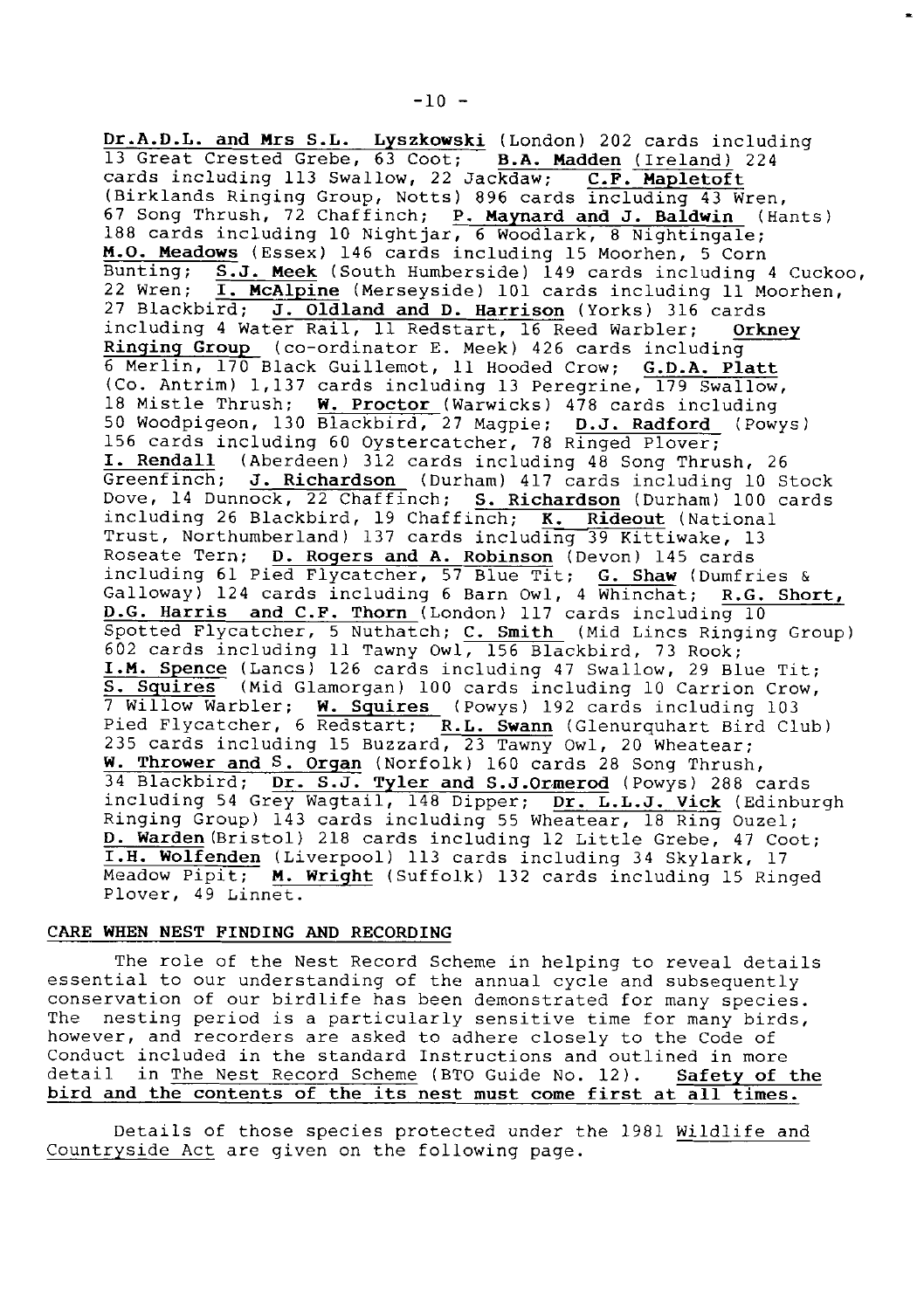**Dr.A.D.L. and Mrs S.L. Lyszkowski** (London) 202 cards including 13 Great Crested Grebe, 63 Coot; **B.A. Madden** (Ireland) 224 cards including 113 Swallow, 22 Jackdaw; **C.F. Mapletoft** (Birklands Ringing Group, Notts) 896 cards including 43 Wren, 67 Song Thrush, 72 Chaffinch; **P. Maynard and J. Baldwin** (Hants) 188 cards including 10 Nightjar, 6 Woodlark, 8 Nightingale; **M.O. Meadows** (Essex) 146 cards including 15 Moorhen, 5 Corn Bunting; **S.J. Meek** (South Humberside) 149 cards including 4 Cuckoo, 22 Wren; **I. McAlpine** (Merseyside) 101 cards including 11 Moorhen, 27 Blackbird; **J. Oldland and D. Harrison** (Yorks) 316 cards including 4 Water Rail, 11 Redstart, 16 Reed Warbler; **Orkney Ringing Group** (co-ordinator E. Meek) 426 cards including 6 Merlin, 170 Black Guillemot, 11 Hooded Crow; **G.D.A. Platt** (Co. Antrim) 1,137 cards including 13 Peregrine, 179 Swallow, 18 Mistle Thrush; **W. Proctor** (Warwicks) 478 cards including 50 Woodpigeon, 130 Blackbird, 27 Magpie; **D.J. Radford** (Powys) 156 cards including 60 Oystercatcher, 78 Ringed Plover; **I. Rendall** (Aberdeen) 312 cards including 48 Song Thrush, 26 Greenfinch; **J. Richardson** (Durham) 417 cards including 10 Stock Dove, 14 Dunnock, 22 Chaffinch; **S. Richardson** (Durham) 100 cards including 26 Blackbird, 19 Chaffinch; **K. Rideout** (National Trust, Northumberland) 137 cards including 39 Kittiwake, 13 Roseate Tern; **D. Rogers and A. Robinson** (Devon) 145 cards including 61 Pied Flycatcher, 57 Blue Tit; **G. Shaw** (Dumfries & Galloway) 124 cards including 6 Barn Owl, 4 Whinchat; **R.G. Short, D.G. Harris and C.F. Thorn** (London) 117 cards including 10 Spotted Flycatcher, 5 Nuthatch; **C. Smith** (Mid Lincs Ringing Group) 602 cards including 11 Tawny Owl, 156 Blackbird, 73 Rook; **I.M. Spence** (Lancs) 126 cards including 47 Swallow, 29 Blue Tit; **S. Squires** (Mid Glamorgan) 100 cards including 10 Carrion Crow, 7 Willow Warbler; **W. Squires** (Powys) 192 cards including 103 Pied Flycatcher, 6 Redstart; **R.L. Swann** (Glenurquhart Bird Club) 235 cards including 15 Buzzard, 23 Tawny Owl, 20 Wheatear; **W. Thrower and S. Organ** (Norfolk) 160 cards 28 Song Thrush, 34 Blackbird; **Dr. S.J. Tyler and S.J.Ormerod** (Powys) 288 cards including 54 Grey Wagtail, 148 Dipper; **Dr. L.L.J. Vick** (Edinburgh Ringing Group) 143 cards including 55 Wheatear, 18 Ring Ouzel; **D. Warden** (Bristol) 218 cards including 12 Little Grebe, 47 Coot; **I.H. Wolfenden** (Liverpool) 113 cards including 34 Skylark, 17 Meadow Pipit; **M. Wright** (Suffolk) 132 cards including 15 Ringed Plover, 49 Linnet.

## CARE WHEN NEST FINDING AND RECORDING

The role of the Nest Record Scheme in helping to reveal details essential to our understanding of the annual cycle and subsequently conservation of our birdlife has been demonstrated for many species. The nesting period is a particularly sensitive time for many birds, however, and recorders are asked to adhere closely to the Code of Conduct included in the standard Instructions and outlined in more detail in The Nest Record Scheme (BTO Guide No. 12). **Safety of the bird and the contents of the its nest must come first at all times.**

Details of those species protected under the 1981 Wildlife and Countryside Act are given on the following page.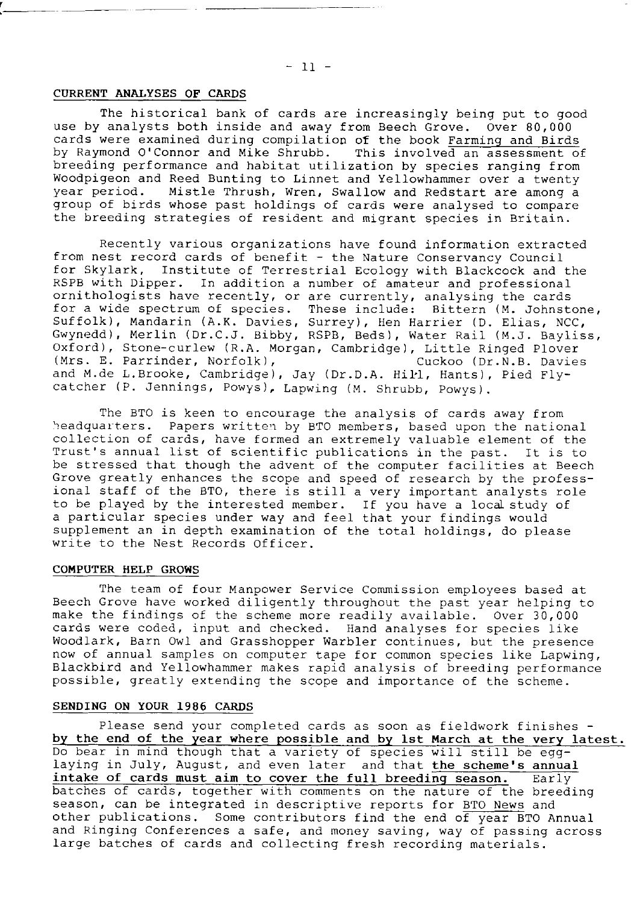## CURRENT ANALYSES OF CARDS

The historical bank of cards are increasingly being put to good use by analysts both inside and away from Beech Grove. Over 80,000 cards were examined during compilation of the book Farming and Birds by Raymond O'Connor and Mike Shrubb. This involved an assessment of breeding performance and habitat utilization by species ranging from Woodpigeon and Reed Bunting to Linnet and Yellowhammer over a twenty year period. Mistle Thrush, Wren, Swallow and Redstart are among a group of birds whose past holdings of cards were analysed to compare the breeding strategies of resident and migrant species in Britain.

Recently various organizations have found information extracted from nest record cards of benefit - the Nature Conservancy Council for Skylark, Institute of Terrestrial Ecology with Blackcock and the RSPB with Dipper. In addition a number of amateur and professional ornithologists have recently, or are currently, analysing the cards for a wide spectrum of species. These include: Bittern (M. Johnstone, Suffolk), Mandarin (A.K. Davies, Surrey), Hen Harrier (D. Elias, NCC, Gwynedd), Merlin (Dr.C.J. Bibby, RSPB, Beds), Water Rail (M.J. Bayliss, Oxford), Stone-curlew (R.A. Morgan, Cambridge), Little Ringed Plover (Mrs. E. Parrinder, Norfolk), Cuckoo (Dr.N.B. Davies and M.de L.Brooke, Cambridge), Jay (Dr.D.A. Hill, Hants), Pied Flycatcher (P. Jennings, Powys), Lapwing (M. Shrubb, Powys).

The BTO is keen to encourage the analysis of cards away from headquarters. Papers written by BTO members, based upon the national collection of cards, have formed an extremely valuable element of the Trust's annual list of scientific publications in the past. It is to be stressed that though the advent of the computer facilities at Beech Grove greatly enhances the scope and speed of research by the professional staff of the BTO, there is still a very important analysts role to be played by the interested member. If you have a local study of a particular species under way and feel that your findings would supplement an in depth examination of the total holdings, do please write to the Nest Records Officer.

## COMPUTER HELP GROWS

The team of four Manpower Service Commission employees based at Beech Grove have worked diligently throughout the past year helping to make the findings of the scheme more readily available. Over 30,000 cards were coded, input and checked. Hand analyses for species like Woodlark, Barn Owl and Grasshopper Warbler continues, but the presence now of annual samples on computer tape for common species like Lapwing, Blackbird and Yellowhammer makes rapid analysis of breeding performance possible, greatly extending the scope and importance of the scheme.

## SENDING ON YOUR 1986 CARDS

Please send your completed cards as soon as fieldwork finishes - **by the end of the year where possible and by 1st March at the very latest.** Do bear in mind though that a variety of species will still be egg-laying in July, August, and even later and that **the scheme's annual intake of cards must aim to cover the full breeding season.** Early batches of cards, together with comments on the nature of the breeding season, can be integrated in descriptive reports for BTO News and other publications. Some contributors find the end of year BTO Annual and Ringing Conferences a safe, and money saving, way of passing across large batches of cards and collecting fresh recording materials.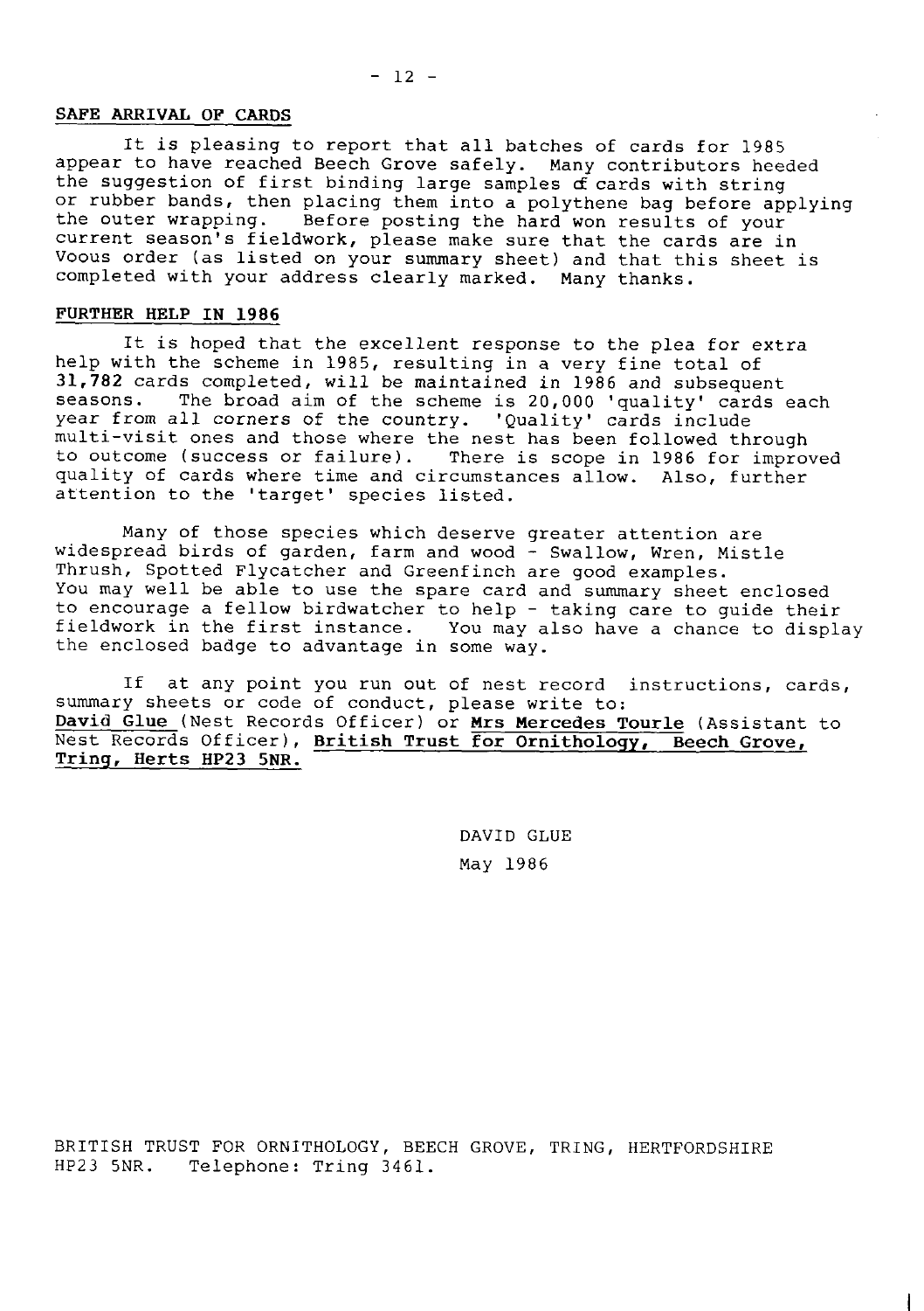## SAFE ARRIVAL OF CARDS

It is pleasing to report that all batches of cards for 1985 appear to have reached Beech Grove safely. Many contributors heeded the suggestion of first binding large samples of cards with string or rubber bands, then placing them into a polythene bag before applying the outer wrapping. Before posting the hard won results of your current season's fieldwork, please make sure that the cards are in Voous order (as listed on your summary sheet) and that this sheet is completed with your address clearly marked. Many thanks.

## FURTHER HELP IN 1986

It is hoped that the excellent response to the plea for extra help with the scheme in 1985, resulting in a very fine total of **31,782** cards completed, will be maintained in 1986 and subsequent seasons. The broad aim of the scheme is 20,000 'quality' cards each year from all corners of the country. 'Quality' cards include multi-visit ones and those where the nest has been followed through to outcome (success or failure). There is scope in 1986 for improved quality of cards where time and circumstances allow. Also, further attention to the 'target' species listed.

Many of those species which deserve greater attention are widespread birds of garden, farm and wood - Swallow, Wren, Mistle Thrush, Spotted Flycatcher and Greenfinch are good examples. You may well be able to use the spare card and summary sheet enclosed to encourage a fellow birdwatcher to help - taking care to guide their fieldwork in the first instance. You may also have a chance to display the enclosed badge to advantage in some way.

If at any point you run out of nest record instructions, cards, summary sheets or code of conduct, please write to: **David Glue** (Nest Records Officer) or **Mrs Mercedes Tourle** (Assistant to Nest Records Officer), **British Trust for Ornithology, Beech Grove, Tring, Herts HP23 5NR.**

DAVID GLUE

May 1986

BRITISH TRUST FOR ORNITHOLOGY, BEECH GROVE, TRING, HERTFORDSHIRE HP23 5NR. Telephone: Tring 3461.